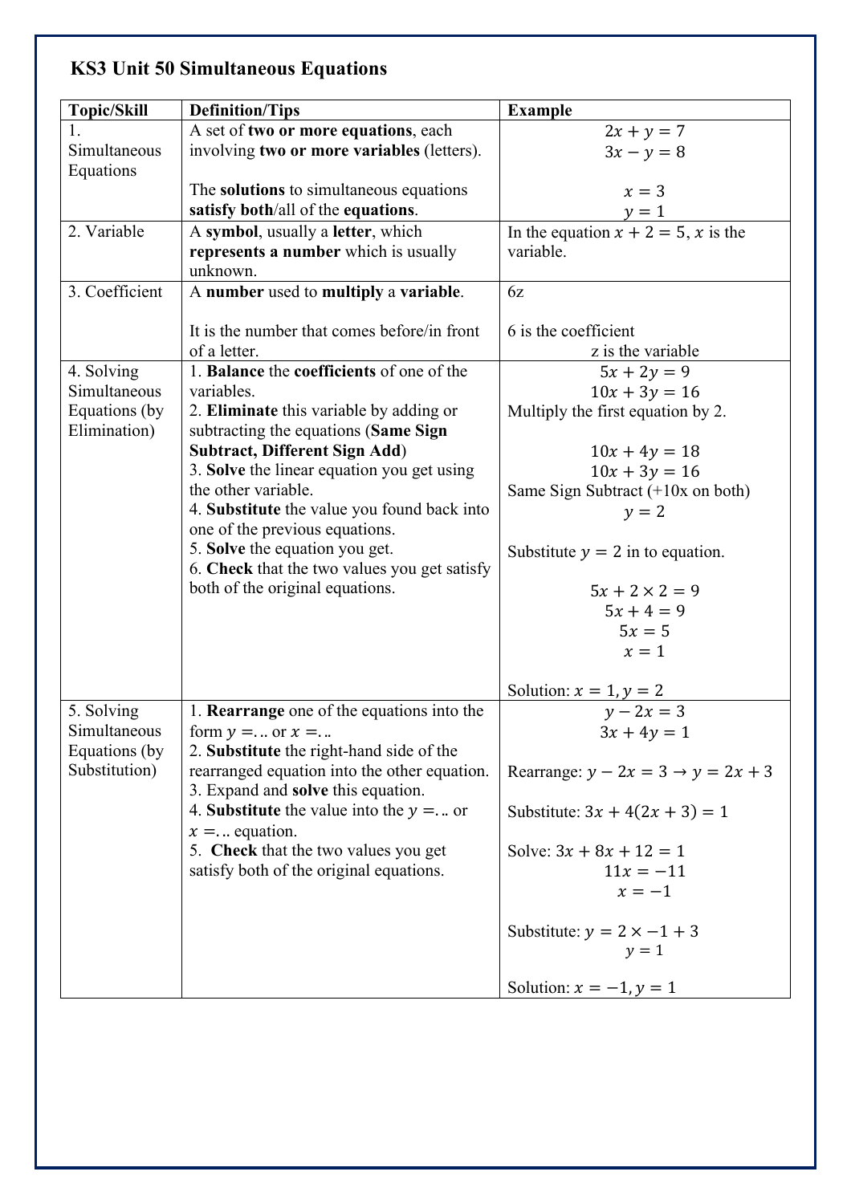# KS3 Unit 50 Simultaneous Equations

| Topic/Skill | Definition/Tips | Example |
|---|---|---|
| 1. Simultaneous Equations | A set of **two or more equations**, each involving **two or more variables** (letters).<br><br>The **solutions** to simultaneous equations **satisfy both**/all of the **equations**. | $2x + y = 7$<br>$3x - y = 8$<br><br>$x = 3$<br>$y = 1$ |
| 2. Variable | A **symbol**, usually a **letter**, which **represents a number** which is usually unknown. | In the equation $x + 2 = 5$, $x$ is the variable. |
| 3. Coefficient | A **number** used to **multiply** a **variable**.<br><br>It is the number that comes before/in front of a letter. | 6z<br><br>6 is the coefficient<br>z is the variable |
| 4. Solving Simultaneous Equations (by Elimination) | 1. **Balance** the **coefficients** of one of the variables.<br>2. **Eliminate** this variable by adding or subtracting the equations (**Same Sign Subtract, Different Sign Add**)<br>3. **Solve** the linear equation you get using the other variable.<br>4. **Substitute** the value you found back into one of the previous equations.<br>5. **Solve** the equation you get.<br>6. **Check** that the two values you get satisfy both of the original equations. | $5x + 2y = 9$<br>$10x + 3y = 16$<br>Multiply the first equation by 2.<br><br>$10x + 4y = 18$<br>$10x + 3y = 16$<br>Same Sign Subtract (+10x on both)<br>$y = 2$<br><br>Substitute $y = 2$ in to equation.<br><br>$5x + 2 \times 2 = 9$<br>$5x + 4 = 9$<br>$5x = 5$<br>$x = 1$<br><br>Solution: $x = 1, y = 2$ |
| 5. Solving Simultaneous Equations (by Substitution) | 1. **Rearrange** one of the equations into the form $y = \ldots$ or $x = \ldots$<br>2. **Substitute** the right-hand side of the rearranged equation into the other equation.<br>3. Expand and **solve** this equation.<br>4. **Substitute** the value into the $y = \ldots$ or $x = \ldots$ equation.<br>5. **Check** that the two values you get satisfy both of the original equations. | $y - 2x = 3$<br>$3x + 4y = 1$<br><br>Rearrange: $y - 2x = 3 \rightarrow y = 2x + 3$<br><br>Substitute: $3x + 4(2x + 3) = 1$<br><br>Solve: $3x + 8x + 12 = 1$<br>$11x = -11$<br>$x = -1$<br><br>Substitute: $y = 2 \times -1 + 3$<br>$y = 1$<br><br>Solution: $x = -1, y = 1$ |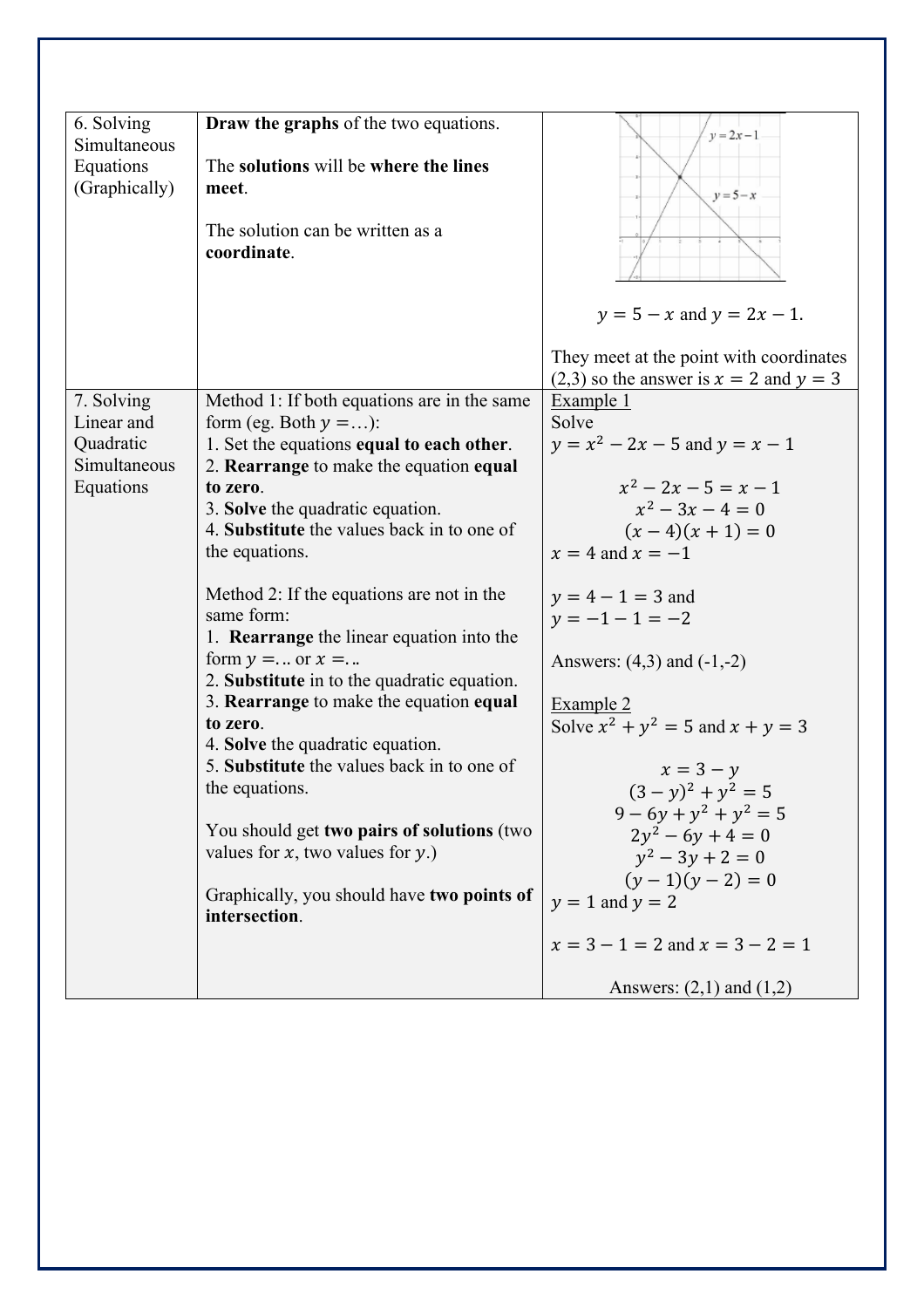| | | |
|---|---|---|
| 6. Solving Simultaneous Equations (Graphically) | **Draw the graphs** of the two equations.<br><br>The **solutions** will be **where the lines meet**.<br><br>The solution can be written as a **coordinate**. | $y = 2x - 1$<br>$y = 5 - x$<br><br>$y = 5 - x$ and $y = 2x - 1$.<br><br>They meet at the point with coordinates (2,3) so the answer is $x = 2$ and $y = 3$ |
| 7. Solving Linear and Quadratic Simultaneous Equations | Method 1: If both equations are in the same form (eg. Both $y = \ldots$):<br>1. Set the equations **equal to each other**.<br>2. **Rearrange** to make the equation **equal to zero**.<br>3. **Solve** the quadratic equation.<br>4. **Substitute** the values back in to one of the equations.<br><br>Method 2: If the equations are not in the same form:<br>1. **Rearrange** the linear equation into the form $y = \ldots$ or $x = \ldots$<br>2. **Substitute** in to the quadratic equation.<br>3. **Rearrange** to make the equation **equal to zero**.<br>4. **Solve** the quadratic equation.<br>5. **Substitute** the values back in to one of the equations.<br><br>You should get **two pairs of solutions** (two values for $x$, two values for $y$.)<br><br>Graphically, you should have **two points of intersection**. | Example 1<br>Solve<br>$y = x^2 - 2x - 5$ and $y = x - 1$<br><br>$x^2 - 2x - 5 = x - 1$<br>$x^2 - 3x - 4 = 0$<br>$(x - 4)(x + 1) = 0$<br>$x = 4$ and $x = -1$<br><br>$y = 4 - 1 = 3$ and<br>$y = -1 - 1 = -2$<br><br>Answers: (4,3) and (-1,-2)<br><br>Example 2<br>Solve $x^2 + y^2 = 5$ and $x + y = 3$<br><br>$x = 3 - y$<br>$(3 - y)^2 + y^2 = 5$<br>$9 - 6y + y^2 + y^2 = 5$<br>$2y^2 - 6y + 4 = 0$<br>$y^2 - 3y + 2 = 0$<br>$(y - 1)(y - 2) = 0$<br>$y = 1$ and $y = 2$<br><br>$x = 3 - 1 = 2$ and $x = 3 - 2 = 1$<br><br>Answers: (2,1) and (1,2) |